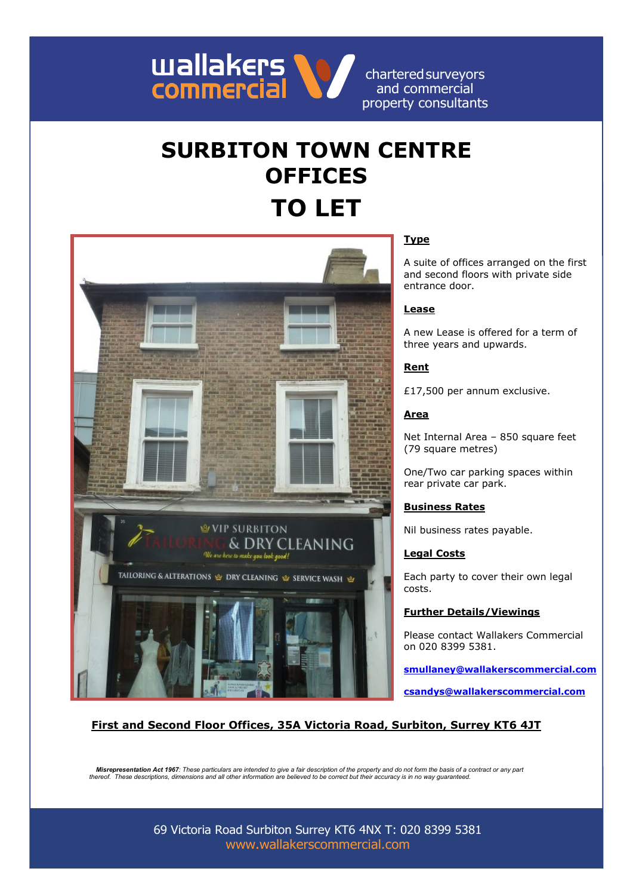wallakers commercial

chartered surveyors and commercial property consultants

# SURBITON TOWN CENTRE OFFICES

# TO LET

**Type**

A suite of offices arranged on the first and second floors with private side entrance door.

**Lease**

A new Lease is offered for a term of three years and upwards.

**Rent**

£17,500 per annum exclusive.

**Area**

Net Internal Area – 850 square feet (79 square metres)

One/Two car parking spaces within rear private car park.

**Business Rates**

Nil business rates payable.

**Legal Costs**

Each party to cover their own legal costs.

**Further Details/Viewings**

Please contact Wallakers Commercial on 020 8399 5381.

**smullaney@wallakerscommercial.com**

**csandys@wallakerscommercial.com**

**First and Second Floor Offices, 35A Victoria Road, Surbiton, Surrey KT6 4JT**

***Misrepresentation Act 1967****: These particulars are intended to give a fair description of the property and do not form the basis of a contract or any part thereof. These descriptions, dimensions and all other information are believed to be correct but their accuracy is in no way guaranteed.*

69 Victoria Road Surbiton Surrey KT6 4NX T: 020 8399 5381
www.wallakerscommercial.com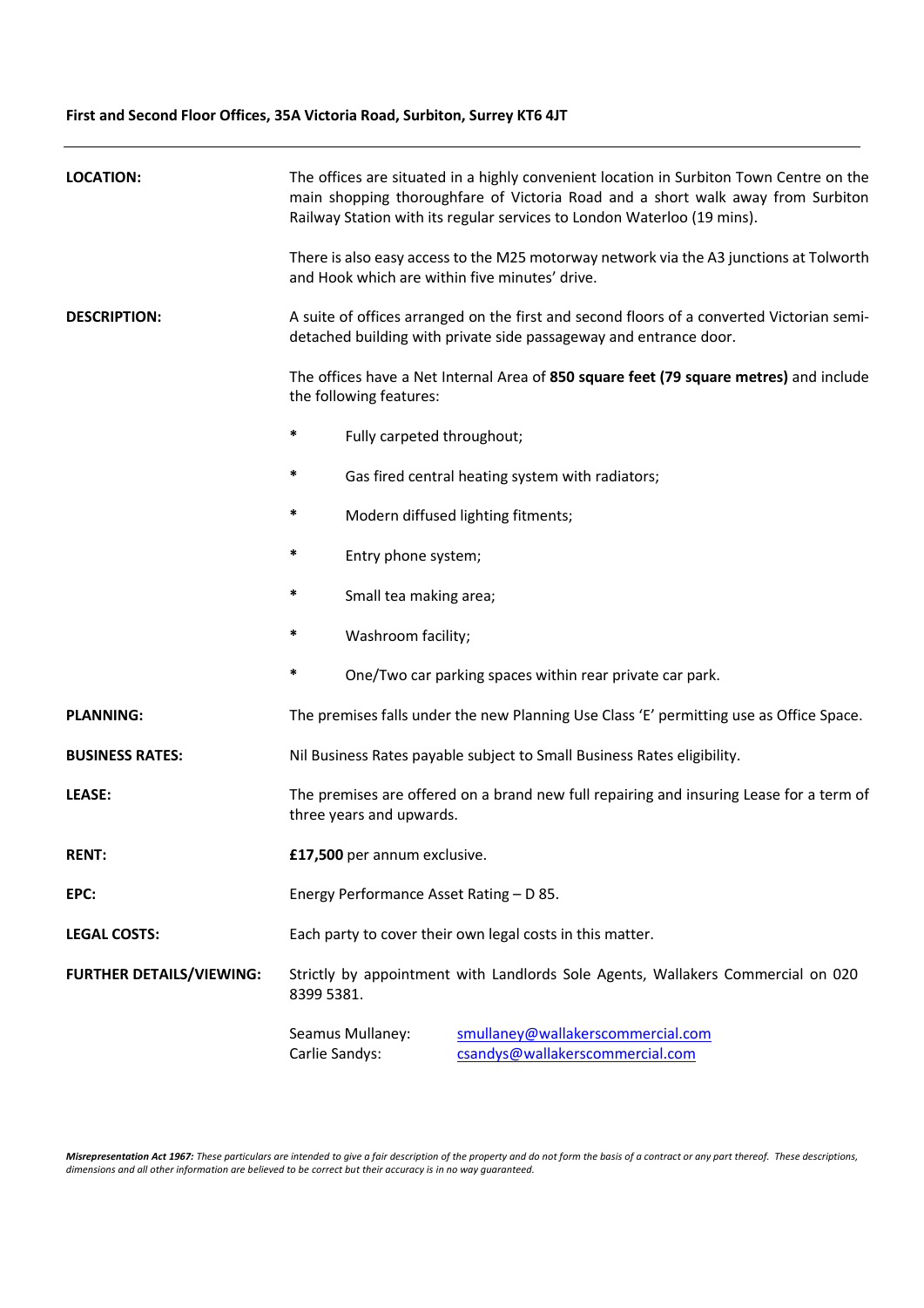**First and Second Floor Offices, 35A Victoria Road, Surbiton, Surrey KT6 4JT**

---

**LOCATION:**

The offices are situated in a highly convenient location in Surbiton Town Centre on the main shopping thoroughfare of Victoria Road and a short walk away from Surbiton Railway Station with its regular services to London Waterloo (19 mins).

There is also easy access to the M25 motorway network via the A3 junctions at Tolworth and Hook which are within five minutes' drive.

**DESCRIPTION:**

A suite of offices arranged on the first and second floors of a converted Victorian semi-detached building with private side passageway and entrance door.

The offices have a Net Internal Area of **850 square feet (79 square metres)** and include the following features:

* Fully carpeted throughout;
* Gas fired central heating system with radiators;
* Modern diffused lighting fitments;
* Entry phone system;
* Small tea making area;
* Washroom facility;
* One/Two car parking spaces within rear private car park.

**PLANNING:**

The premises falls under the new Planning Use Class 'E' permitting use as Office Space.

**BUSINESS RATES:**

Nil Business Rates payable subject to Small Business Rates eligibility.

**LEASE:**

The premises are offered on a brand new full repairing and insuring Lease for a term of three years and upwards.

**RENT:**

**£17,500** per annum exclusive.

**EPC:**

Energy Performance Asset Rating – D 85.

**LEGAL COSTS:**

Each party to cover their own legal costs in this matter.

**FURTHER DETAILS/VIEWING:**

Strictly by appointment with Landlords Sole Agents, Wallakers Commercial on 020 8399 5381.

| | |
|---|---|
| Seamus Mullaney: | smullaney@wallakerscommercial.com |
| Carlie Sandys: | csandys@wallakerscommercial.com |

***Misrepresentation Act 1967:*** *These particulars are intended to give a fair description of the property and do not form the basis of a contract or any part thereof. These descriptions, dimensions and all other information are believed to be correct but their accuracy is in no way guaranteed.*